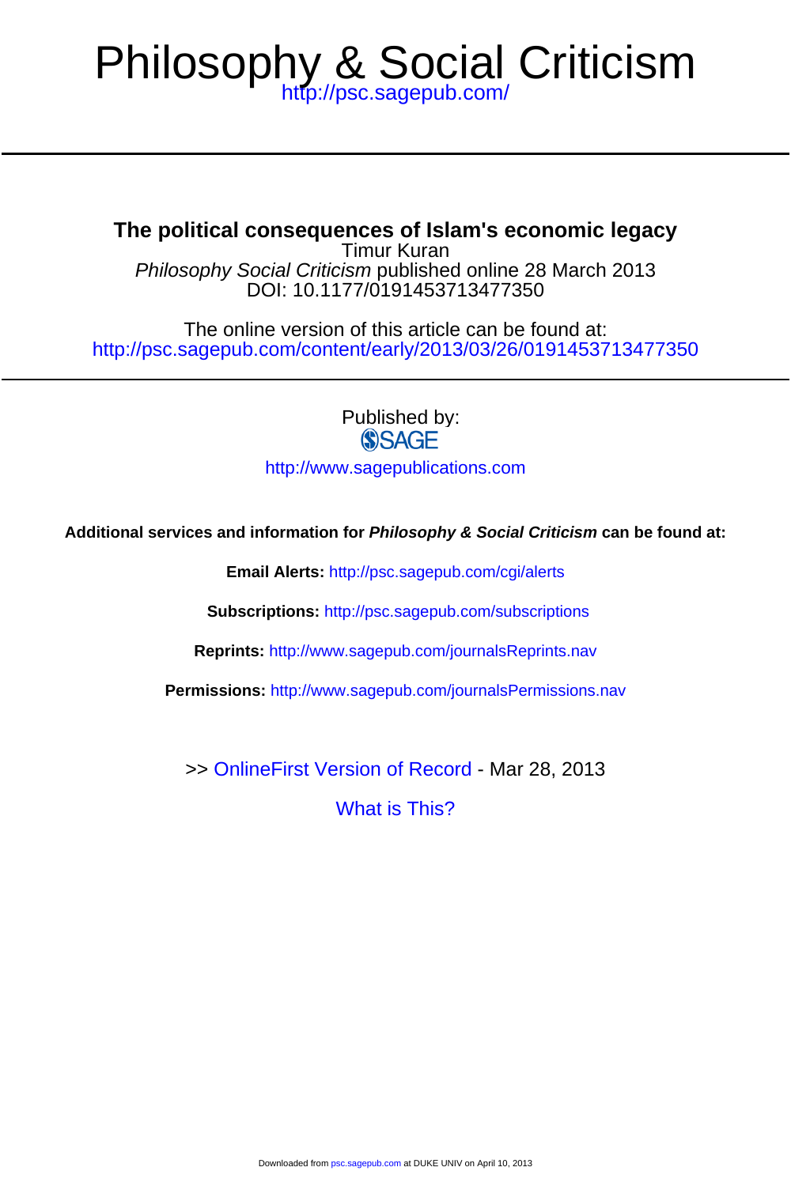# Philosophy & Social Criticism

http://psc.sagepub.com/

## The political consequences of Islam's economic legacy

Timur Kuran

*Philosophy Social Criticism* published online 28 March 2013

DOI: 10.1177/0191453713477350

The online version of this article can be found at:

http://psc.sagepub.com/content/early/2013/03/26/0191453713477350

Published by:

SAGE

http://www.sagepublications.com

**Additional services and information for *Philosophy & Social Criticism* can be found at:**

**Email Alerts:** http://psc.sagepub.com/cgi/alerts

**Subscriptions:** http://psc.sagepub.com/subscriptions

**Reprints:** http://www.sagepub.com/journalsReprints.nav

**Permissions:** http://www.sagepub.com/journalsPermissions.nav

>> OnlineFirst Version of Record - Mar 28, 2013

What is This?

Downloaded from psc.sagepub.com at DUKE UNIV on April 10, 2013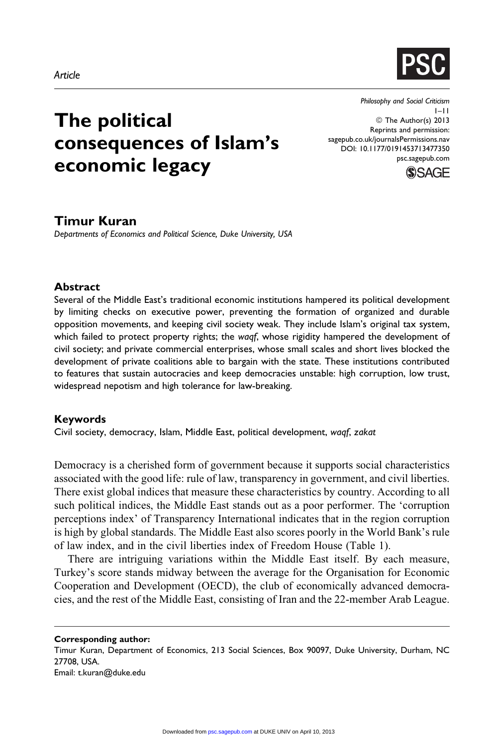Article

# The political consequences of Islam's economic legacy

Philosophy and Social Criticism
© The Author(s) 2013
Reprints and permission: sagepub.co.uk/journalsPermissions.nav
DOI: 10.1177/0191453713477350
psc.sagepub.com

## Timur Kuran

*Departments of Economics and Political Science, Duke University, USA*

### Abstract

Several of the Middle East's traditional economic institutions hampered its political development by limiting checks on executive power, preventing the formation of organized and durable opposition movements, and keeping civil society weak. They include Islam's original tax system, which failed to protect property rights; the *waqf*, whose rigidity hampered the development of civil society; and private commercial enterprises, whose small scales and short lives blocked the development of private coalitions able to bargain with the state. These institutions contributed to features that sustain autocracies and keep democracies unstable: high corruption, low trust, widespread nepotism and high tolerance for law-breaking.

### Keywords

Civil society, democracy, Islam, Middle East, political development, *waqf*, *zakat*

Democracy is a cherished form of government because it supports social characteristics associated with the good life: rule of law, transparency in government, and civil liberties. There exist global indices that measure these characteristics by country. According to all such political indices, the Middle East stands out as a poor performer. The 'corruption perceptions index' of Transparency International indicates that in the region corruption is high by global standards. The Middle East also scores poorly in the World Bank's rule of law index, and in the civil liberties index of Freedom House (Table 1).

There are intriguing variations within the Middle East itself. By each measure, Turkey's score stands midway between the average for the Organisation for Economic Cooperation and Development (OECD), the club of economically advanced democracies, and the rest of the Middle East, consisting of Iran and the 22-member Arab League.

**Corresponding author:**
Timur Kuran, Department of Economics, 213 Social Sciences, Box 90097, Duke University, Durham, NC 27708, USA.
Email: t.kuran@duke.edu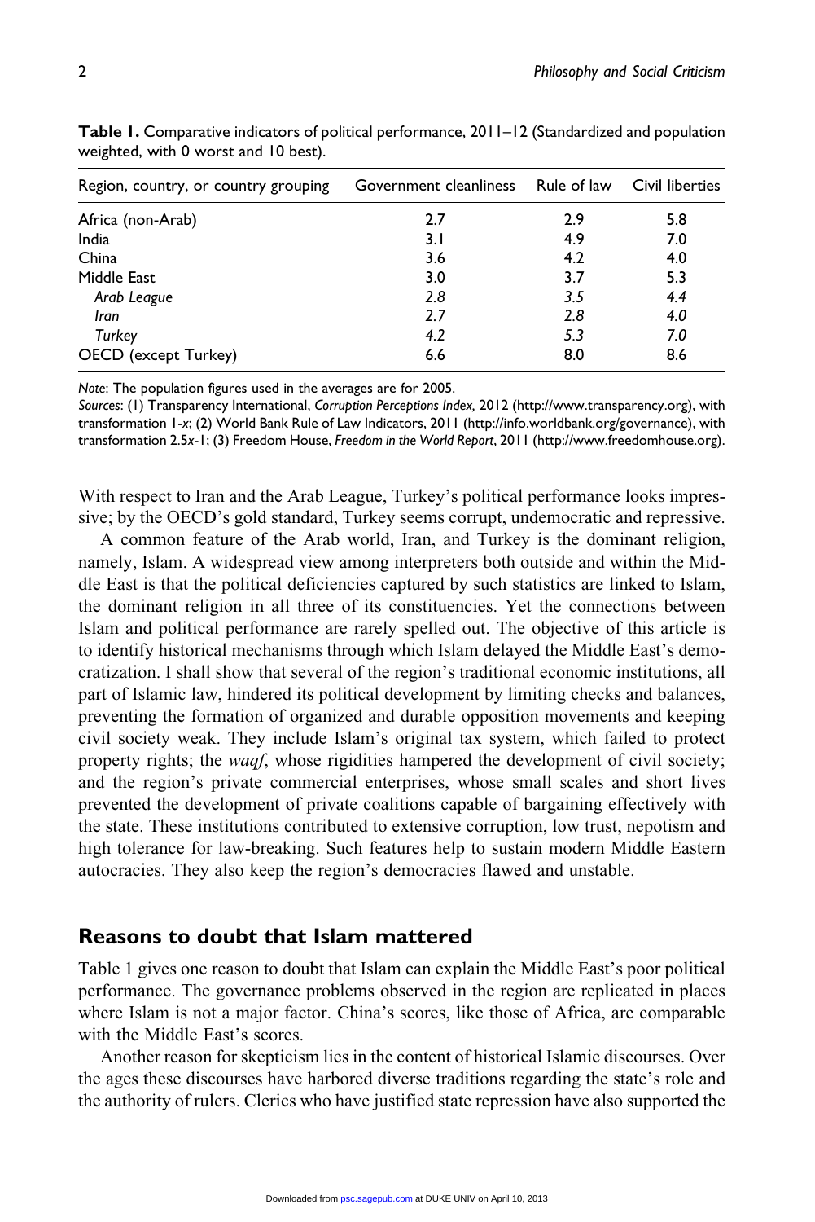**Table 1.** Comparative indicators of political performance, 2011–12 (Standardized and population weighted, with 0 worst and 10 best).

| Region, country, or country grouping | Government cleanliness | Rule of law | Civil liberties |
|---|---|---|---|
| Africa (non-Arab) | 2.7 | 2.9 | 5.8 |
| India | 3.1 | 4.9 | 7.0 |
| China | 3.6 | 4.2 | 4.0 |
| Middle East | 3.0 | 3.7 | 5.3 |
| *Arab League* | *2.8* | *3.5* | *4.4* |
| *Iran* | *2.7* | *2.8* | *4.0* |
| *Turkey* | *4.2* | *5.3* | *7.0* |
| OECD (except Turkey) | 6.6 | 8.0 | 8.6 |

*Note*: The population figures used in the averages are for 2005.

*Sources*: (1) Transparency International, *Corruption Perceptions Index,* 2012 (http://www.transparency.org), with transformation 1-*x*; (2) World Bank Rule of Law Indicators, 2011 (http://info.worldbank.org/governance), with transformation 2.5*x*-1; (3) Freedom House, *Freedom in the World Report*, 2011 (http://www.freedomhouse.org).

With respect to Iran and the Arab League, Turkey's political performance looks impressive; by the OECD's gold standard, Turkey seems corrupt, undemocratic and repressive.

A common feature of the Arab world, Iran, and Turkey is the dominant religion, namely, Islam. A widespread view among interpreters both outside and within the Middle East is that the political deficiencies captured by such statistics are linked to Islam, the dominant religion in all three of its constituencies. Yet the connections between Islam and political performance are rarely spelled out. The objective of this article is to identify historical mechanisms through which Islam delayed the Middle East's democratization. I shall show that several of the region's traditional economic institutions, all part of Islamic law, hindered its political development by limiting checks and balances, preventing the formation of organized and durable opposition movements and keeping civil society weak. They include Islam's original tax system, which failed to protect property rights; the *waqf*, whose rigidities hampered the development of civil society; and the region's private commercial enterprises, whose small scales and short lives prevented the development of private coalitions capable of bargaining effectively with the state. These institutions contributed to extensive corruption, low trust, nepotism and high tolerance for law-breaking. Such features help to sustain modern Middle Eastern autocracies. They also keep the region's democracies flawed and unstable.

## Reasons to doubt that Islam mattered

Table 1 gives one reason to doubt that Islam can explain the Middle East's poor political performance. The governance problems observed in the region are replicated in places where Islam is not a major factor. China's scores, like those of Africa, are comparable with the Middle East's scores.

Another reason for skepticism lies in the content of historical Islamic discourses. Over the ages these discourses have harbored diverse traditions regarding the state's role and the authority of rulers. Clerics who have justified state repression have also supported the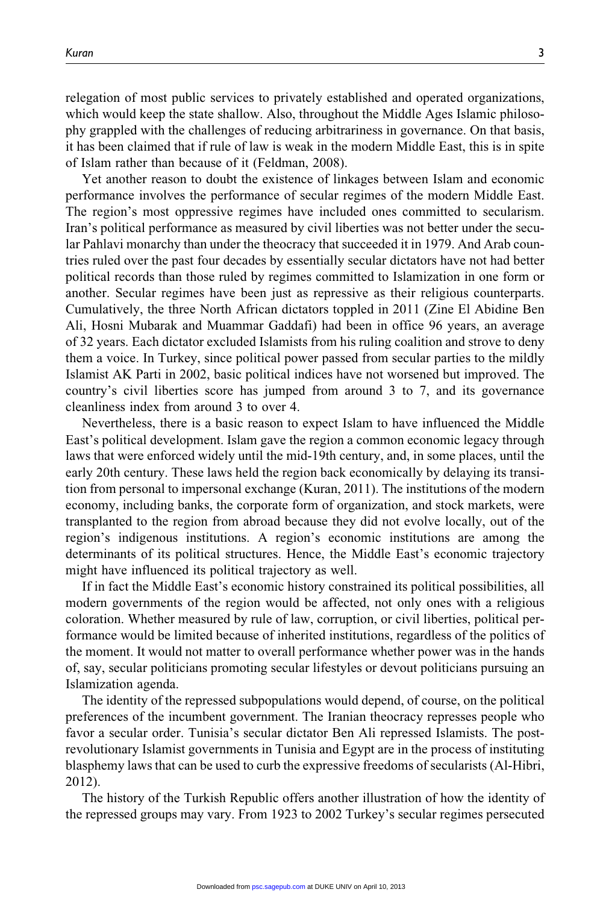relegation of most public services to privately established and operated organizations, which would keep the state shallow. Also, throughout the Middle Ages Islamic philosophy grappled with the challenges of reducing arbitrariness in governance. On that basis, it has been claimed that if rule of law is weak in the modern Middle East, this is in spite of Islam rather than because of it (Feldman, 2008).

Yet another reason to doubt the existence of linkages between Islam and economic performance involves the performance of secular regimes of the modern Middle East. The region's most oppressive regimes have included ones committed to secularism. Iran's political performance as measured by civil liberties was not better under the secular Pahlavi monarchy than under the theocracy that succeeded it in 1979. And Arab countries ruled over the past four decades by essentially secular dictators have not had better political records than those ruled by regimes committed to Islamization in one form or another. Secular regimes have been just as repressive as their religious counterparts. Cumulatively, the three North African dictators toppled in 2011 (Zine El Abidine Ben Ali, Hosni Mubarak and Muammar Gaddafi) had been in office 96 years, an average of 32 years. Each dictator excluded Islamists from his ruling coalition and strove to deny them a voice. In Turkey, since political power passed from secular parties to the mildly Islamist AK Parti in 2002, basic political indices have not worsened but improved. The country's civil liberties score has jumped from around 3 to 7, and its governance cleanliness index from around 3 to over 4.

Nevertheless, there is a basic reason to expect Islam to have influenced the Middle East's political development. Islam gave the region a common economic legacy through laws that were enforced widely until the mid-19th century, and, in some places, until the early 20th century. These laws held the region back economically by delaying its transition from personal to impersonal exchange (Kuran, 2011). The institutions of the modern economy, including banks, the corporate form of organization, and stock markets, were transplanted to the region from abroad because they did not evolve locally, out of the region's indigenous institutions. A region's economic institutions are among the determinants of its political structures. Hence, the Middle East's economic trajectory might have influenced its political trajectory as well.

If in fact the Middle East's economic history constrained its political possibilities, all modern governments of the region would be affected, not only ones with a religious coloration. Whether measured by rule of law, corruption, or civil liberties, political performance would be limited because of inherited institutions, regardless of the politics of the moment. It would not matter to overall performance whether power was in the hands of, say, secular politicians promoting secular lifestyles or devout politicians pursuing an Islamization agenda.

The identity of the repressed subpopulations would depend, of course, on the political preferences of the incumbent government. The Iranian theocracy represses people who favor a secular order. Tunisia's secular dictator Ben Ali repressed Islamists. The post-revolutionary Islamist governments in Tunisia and Egypt are in the process of instituting blasphemy laws that can be used to curb the expressive freedoms of secularists (Al-Hibri, 2012).

The history of the Turkish Republic offers another illustration of how the identity of the repressed groups may vary. From 1923 to 2002 Turkey's secular regimes persecuted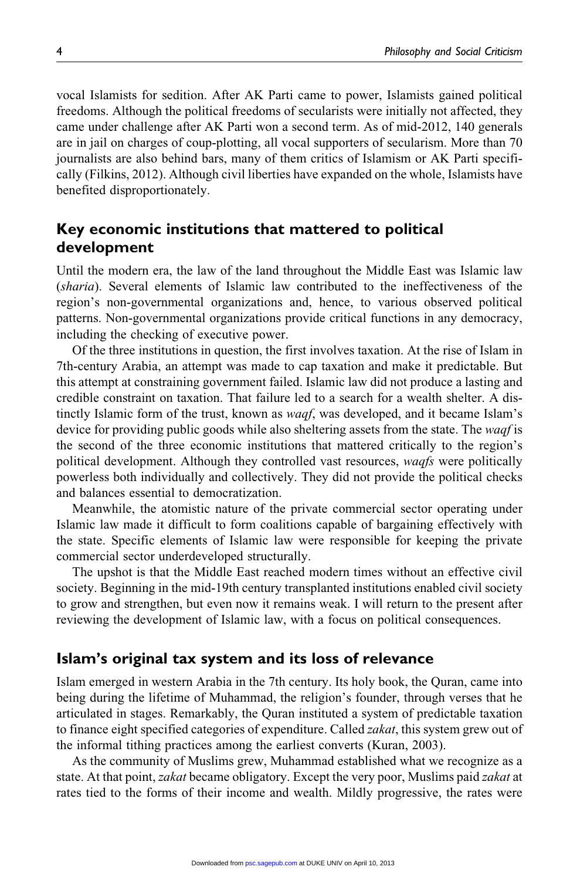vocal Islamists for sedition. After AK Parti came to power, Islamists gained political freedoms. Although the political freedoms of secularists were initially not affected, they came under challenge after AK Parti won a second term. As of mid-2012, 140 generals are in jail on charges of coup-plotting, all vocal supporters of secularism. More than 70 journalists are also behind bars, many of them critics of Islamism or AK Parti specifically (Filkins, 2012). Although civil liberties have expanded on the whole, Islamists have benefited disproportionately.

## Key economic institutions that mattered to political development

Until the modern era, the law of the land throughout the Middle East was Islamic law (*sharia*). Several elements of Islamic law contributed to the ineffectiveness of the region's non-governmental organizations and, hence, to various observed political patterns. Non-governmental organizations provide critical functions in any democracy, including the checking of executive power.

Of the three institutions in question, the first involves taxation. At the rise of Islam in 7th-century Arabia, an attempt was made to cap taxation and make it predictable. But this attempt at constraining government failed. Islamic law did not produce a lasting and credible constraint on taxation. That failure led to a search for a wealth shelter. A distinctly Islamic form of the trust, known as *waqf*, was developed, and it became Islam's device for providing public goods while also sheltering assets from the state. The *waqf* is the second of the three economic institutions that mattered critically to the region's political development. Although they controlled vast resources, *waqfs* were politically powerless both individually and collectively. They did not provide the political checks and balances essential to democratization.

Meanwhile, the atomistic nature of the private commercial sector operating under Islamic law made it difficult to form coalitions capable of bargaining effectively with the state. Specific elements of Islamic law were responsible for keeping the private commercial sector underdeveloped structurally.

The upshot is that the Middle East reached modern times without an effective civil society. Beginning in the mid-19th century transplanted institutions enabled civil society to grow and strengthen, but even now it remains weak. I will return to the present after reviewing the development of Islamic law, with a focus on political consequences.

## Islam's original tax system and its loss of relevance

Islam emerged in western Arabia in the 7th century. Its holy book, the Quran, came into being during the lifetime of Muhammad, the religion's founder, through verses that he articulated in stages. Remarkably, the Quran instituted a system of predictable taxation to finance eight specified categories of expenditure. Called *zakat*, this system grew out of the informal tithing practices among the earliest converts (Kuran, 2003).

As the community of Muslims grew, Muhammad established what we recognize as a state. At that point, *zakat* became obligatory. Except the very poor, Muslims paid *zakat* at rates tied to the forms of their income and wealth. Mildly progressive, the rates were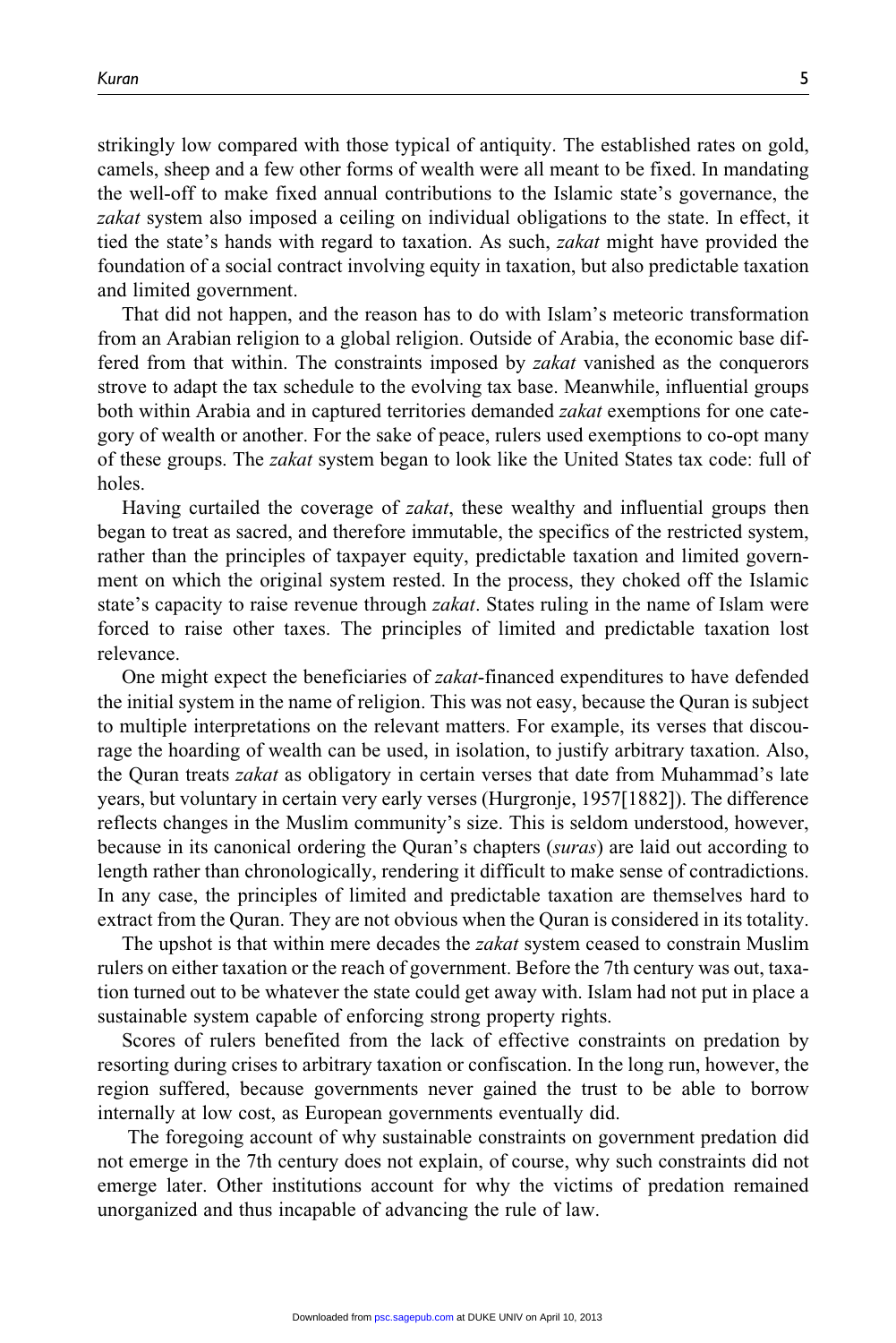strikingly low compared with those typical of antiquity. The established rates on gold, camels, sheep and a few other forms of wealth were all meant to be fixed. In mandating the well-off to make fixed annual contributions to the Islamic state's governance, the *zakat* system also imposed a ceiling on individual obligations to the state. In effect, it tied the state's hands with regard to taxation. As such, *zakat* might have provided the foundation of a social contract involving equity in taxation, but also predictable taxation and limited government.

That did not happen, and the reason has to do with Islam's meteoric transformation from an Arabian religion to a global religion. Outside of Arabia, the economic base differed from that within. The constraints imposed by *zakat* vanished as the conquerors strove to adapt the tax schedule to the evolving tax base. Meanwhile, influential groups both within Arabia and in captured territories demanded *zakat* exemptions for one category of wealth or another. For the sake of peace, rulers used exemptions to co-opt many of these groups. The *zakat* system began to look like the United States tax code: full of holes.

Having curtailed the coverage of *zakat*, these wealthy and influential groups then began to treat as sacred, and therefore immutable, the specifics of the restricted system, rather than the principles of taxpayer equity, predictable taxation and limited government on which the original system rested. In the process, they choked off the Islamic state's capacity to raise revenue through *zakat*. States ruling in the name of Islam were forced to raise other taxes. The principles of limited and predictable taxation lost relevance.

One might expect the beneficiaries of *zakat*-financed expenditures to have defended the initial system in the name of religion. This was not easy, because the Quran is subject to multiple interpretations on the relevant matters. For example, its verses that discourage the hoarding of wealth can be used, in isolation, to justify arbitrary taxation. Also, the Quran treats *zakat* as obligatory in certain verses that date from Muhammad's late years, but voluntary in certain very early verses (Hurgronje, 1957[1882]). The difference reflects changes in the Muslim community's size. This is seldom understood, however, because in its canonical ordering the Quran's chapters (*suras*) are laid out according to length rather than chronologically, rendering it difficult to make sense of contradictions. In any case, the principles of limited and predictable taxation are themselves hard to extract from the Quran. They are not obvious when the Quran is considered in its totality.

The upshot is that within mere decades the *zakat* system ceased to constrain Muslim rulers on either taxation or the reach of government. Before the 7th century was out, taxation turned out to be whatever the state could get away with. Islam had not put in place a sustainable system capable of enforcing strong property rights.

Scores of rulers benefited from the lack of effective constraints on predation by resorting during crises to arbitrary taxation or confiscation. In the long run, however, the region suffered, because governments never gained the trust to be able to borrow internally at low cost, as European governments eventually did.

The foregoing account of why sustainable constraints on government predation did not emerge in the 7th century does not explain, of course, why such constraints did not emerge later. Other institutions account for why the victims of predation remained unorganized and thus incapable of advancing the rule of law.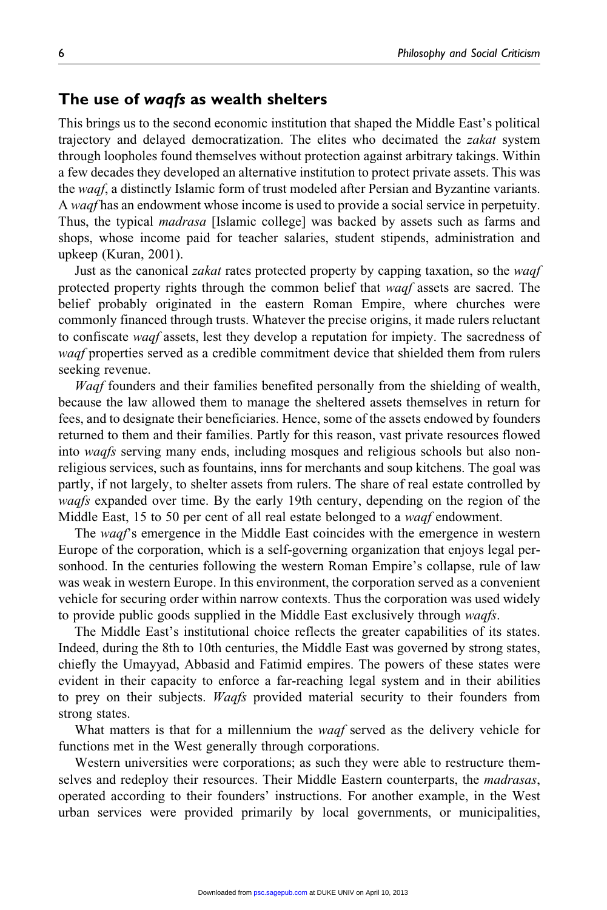## The use of *waqfs* as wealth shelters

This brings us to the second economic institution that shaped the Middle East's political trajectory and delayed democratization. The elites who decimated the *zakat* system through loopholes found themselves without protection against arbitrary takings. Within a few decades they developed an alternative institution to protect private assets. This was the *waqf*, a distinctly Islamic form of trust modeled after Persian and Byzantine variants. A *waqf* has an endowment whose income is used to provide a social service in perpetuity. Thus, the typical *madrasa* [Islamic college] was backed by assets such as farms and shops, whose income paid for teacher salaries, student stipends, administration and upkeep (Kuran, 2001).

Just as the canonical *zakat* rates protected property by capping taxation, so the *waqf* protected property rights through the common belief that *waqf* assets are sacred. The belief probably originated in the eastern Roman Empire, where churches were commonly financed through trusts. Whatever the precise origins, it made rulers reluctant to confiscate *waqf* assets, lest they develop a reputation for impiety. The sacredness of *waqf* properties served as a credible commitment device that shielded them from rulers seeking revenue.

*Waqf* founders and their families benefited personally from the shielding of wealth, because the law allowed them to manage the sheltered assets themselves in return for fees, and to designate their beneficiaries. Hence, some of the assets endowed by founders returned to them and their families. Partly for this reason, vast private resources flowed into *waqfs* serving many ends, including mosques and religious schools but also non-religious services, such as fountains, inns for merchants and soup kitchens. The goal was partly, if not largely, to shelter assets from rulers. The share of real estate controlled by *waqfs* expanded over time. By the early 19th century, depending on the region of the Middle East, 15 to 50 per cent of all real estate belonged to a *waqf* endowment.

The *waqf*'s emergence in the Middle East coincides with the emergence in western Europe of the corporation, which is a self-governing organization that enjoys legal personhood. In the centuries following the western Roman Empire's collapse, rule of law was weak in western Europe. In this environment, the corporation served as a convenient vehicle for securing order within narrow contexts. Thus the corporation was used widely to provide public goods supplied in the Middle East exclusively through *waqfs*.

The Middle East's institutional choice reflects the greater capabilities of its states. Indeed, during the 8th to 10th centuries, the Middle East was governed by strong states, chiefly the Umayyad, Abbasid and Fatimid empires. The powers of these states were evident in their capacity to enforce a far-reaching legal system and in their abilities to prey on their subjects. *Waqfs* provided material security to their founders from strong states.

What matters is that for a millennium the *waqf* served as the delivery vehicle for functions met in the West generally through corporations.

Western universities were corporations; as such they were able to restructure themselves and redeploy their resources. Their Middle Eastern counterparts, the *madrasas*, operated according to their founders' instructions. For another example, in the West urban services were provided primarily by local governments, or municipalities,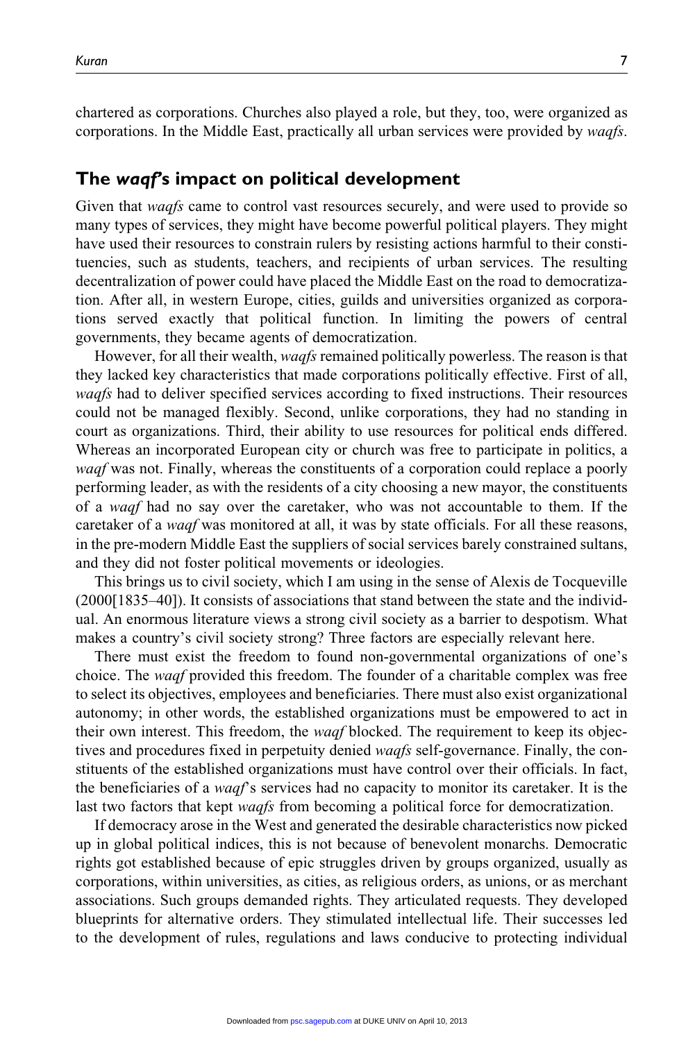chartered as corporations. Churches also played a role, but they, too, were organized as corporations. In the Middle East, practically all urban services were provided by *waqfs*.

## The *waqf*'s impact on political development

Given that *waqfs* came to control vast resources securely, and were used to provide so many types of services, they might have become powerful political players. They might have used their resources to constrain rulers by resisting actions harmful to their constituencies, such as students, teachers, and recipients of urban services. The resulting decentralization of power could have placed the Middle East on the road to democratization. After all, in western Europe, cities, guilds and universities organized as corporations served exactly that political function. In limiting the powers of central governments, they became agents of democratization.

However, for all their wealth, *waqfs* remained politically powerless. The reason is that they lacked key characteristics that made corporations politically effective. First of all, *waqfs* had to deliver specified services according to fixed instructions. Their resources could not be managed flexibly. Second, unlike corporations, they had no standing in court as organizations. Third, their ability to use resources for political ends differed. Whereas an incorporated European city or church was free to participate in politics, a *waqf* was not. Finally, whereas the constituents of a corporation could replace a poorly performing leader, as with the residents of a city choosing a new mayor, the constituents of a *waqf* had no say over the caretaker, who was not accountable to them. If the caretaker of a *waqf* was monitored at all, it was by state officials. For all these reasons, in the pre-modern Middle East the suppliers of social services barely constrained sultans, and they did not foster political movements or ideologies.

This brings us to civil society, which I am using in the sense of Alexis de Tocqueville (2000[1835–40]). It consists of associations that stand between the state and the individual. An enormous literature views a strong civil society as a barrier to despotism. What makes a country's civil society strong? Three factors are especially relevant here.

There must exist the freedom to found non-governmental organizations of one's choice. The *waqf* provided this freedom. The founder of a charitable complex was free to select its objectives, employees and beneficiaries. There must also exist organizational autonomy; in other words, the established organizations must be empowered to act in their own interest. This freedom, the *waqf* blocked. The requirement to keep its objectives and procedures fixed in perpetuity denied *waqfs* self-governance. Finally, the constituents of the established organizations must have control over their officials. In fact, the beneficiaries of a *waqf*'s services had no capacity to monitor its caretaker. It is the last two factors that kept *waqfs* from becoming a political force for democratization.

If democracy arose in the West and generated the desirable characteristics now picked up in global political indices, this is not because of benevolent monarchs. Democratic rights got established because of epic struggles driven by groups organized, usually as corporations, within universities, as cities, as religious orders, as unions, or as merchant associations. Such groups demanded rights. They articulated requests. They developed blueprints for alternative orders. They stimulated intellectual life. Their successes led to the development of rules, regulations and laws conducive to protecting individual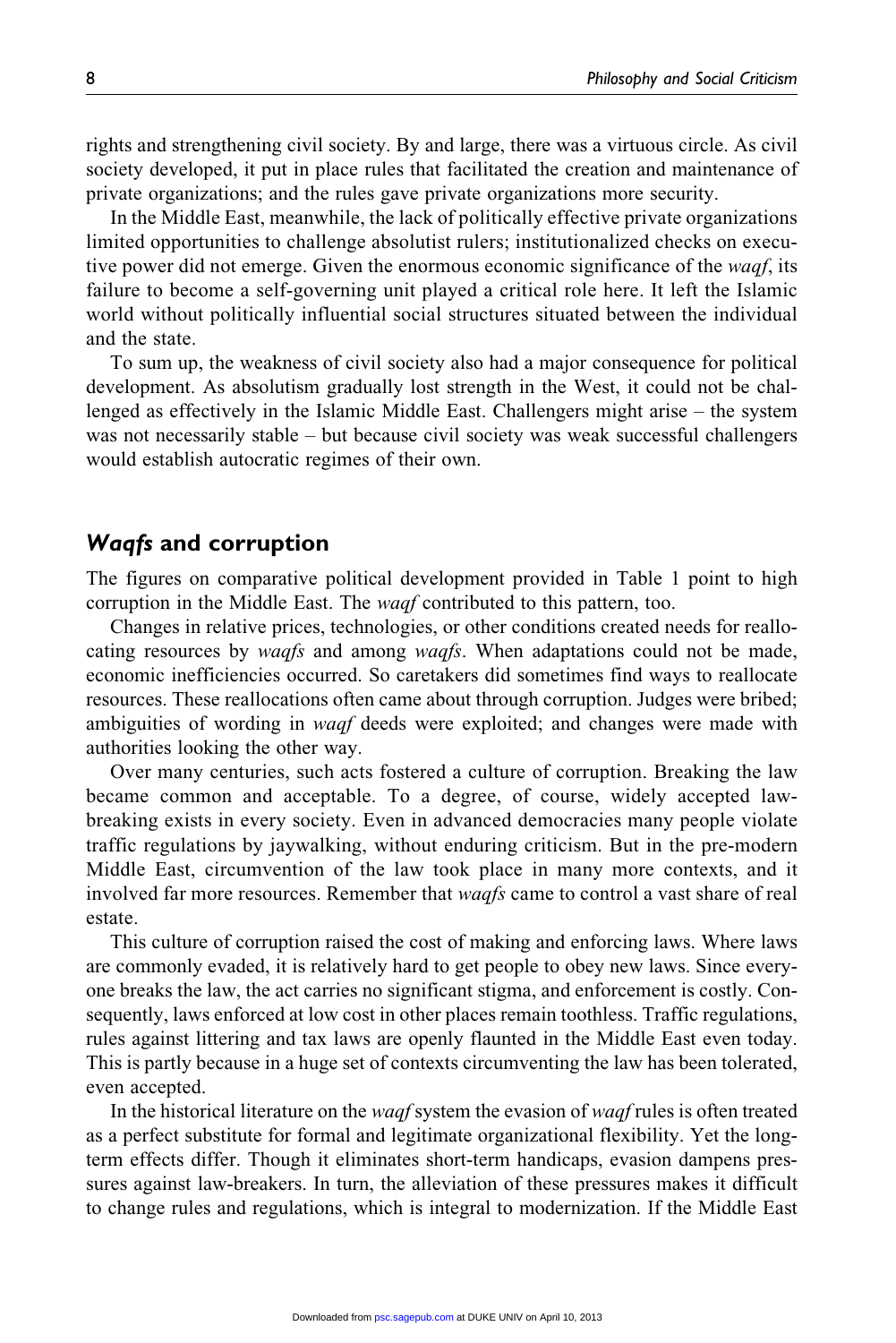rights and strengthening civil society. By and large, there was a virtuous circle. As civil society developed, it put in place rules that facilitated the creation and maintenance of private organizations; and the rules gave private organizations more security.

In the Middle East, meanwhile, the lack of politically effective private organizations limited opportunities to challenge absolutist rulers; institutionalized checks on executive power did not emerge. Given the enormous economic significance of the *waqf*, its failure to become a self-governing unit played a critical role here. It left the Islamic world without politically influential social structures situated between the individual and the state.

To sum up, the weakness of civil society also had a major consequence for political development. As absolutism gradually lost strength in the West, it could not be challenged as effectively in the Islamic Middle East. Challengers might arise – the system was not necessarily stable – but because civil society was weak successful challengers would establish autocratic regimes of their own.

## *Waqfs* and corruption

The figures on comparative political development provided in Table 1 point to high corruption in the Middle East. The *waqf* contributed to this pattern, too.

Changes in relative prices, technologies, or other conditions created needs for reallocating resources by *waqfs* and among *waqfs*. When adaptations could not be made, economic inefficiencies occurred. So caretakers did sometimes find ways to reallocate resources. These reallocations often came about through corruption. Judges were bribed; ambiguities of wording in *waqf* deeds were exploited; and changes were made with authorities looking the other way.

Over many centuries, such acts fostered a culture of corruption. Breaking the law became common and acceptable. To a degree, of course, widely accepted law-breaking exists in every society. Even in advanced democracies many people violate traffic regulations by jaywalking, without enduring criticism. But in the pre-modern Middle East, circumvention of the law took place in many more contexts, and it involved far more resources. Remember that *waqfs* came to control a vast share of real estate.

This culture of corruption raised the cost of making and enforcing laws. Where laws are commonly evaded, it is relatively hard to get people to obey new laws. Since everyone breaks the law, the act carries no significant stigma, and enforcement is costly. Consequently, laws enforced at low cost in other places remain toothless. Traffic regulations, rules against littering and tax laws are openly flaunted in the Middle East even today. This is partly because in a huge set of contexts circumventing the law has been tolerated, even accepted.

In the historical literature on the *waqf* system the evasion of *waqf* rules is often treated as a perfect substitute for formal and legitimate organizational flexibility. Yet the long-term effects differ. Though it eliminates short-term handicaps, evasion dampens pressures against law-breakers. In turn, the alleviation of these pressures makes it difficult to change rules and regulations, which is integral to modernization. If the Middle East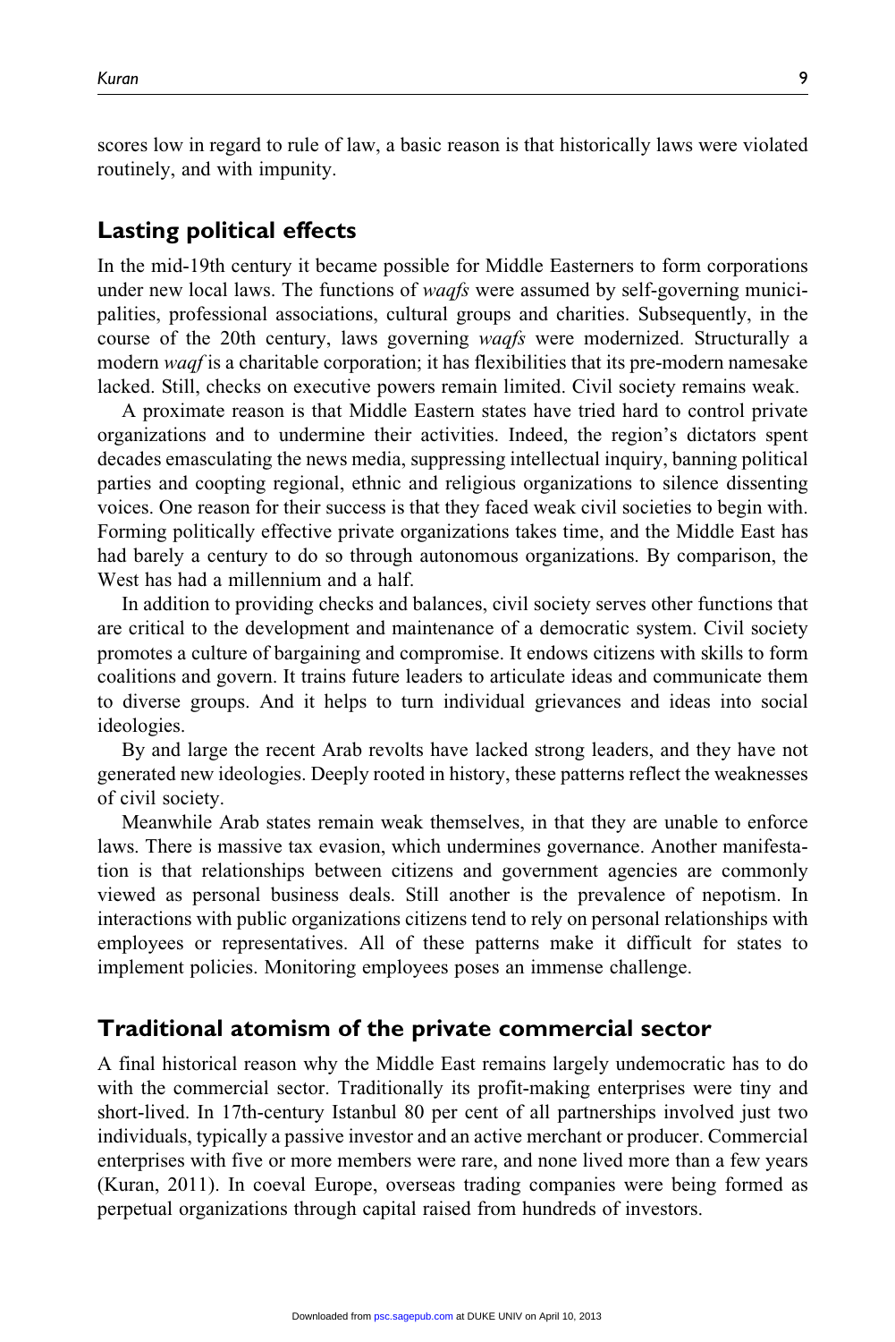scores low in regard to rule of law, a basic reason is that historically laws were violated routinely, and with impunity.

## Lasting political effects

In the mid-19th century it became possible for Middle Easterners to form corporations under new local laws. The functions of *waqfs* were assumed by self-governing municipalities, professional associations, cultural groups and charities. Subsequently, in the course of the 20th century, laws governing *waqfs* were modernized. Structurally a modern *waqf* is a charitable corporation; it has flexibilities that its pre-modern namesake lacked. Still, checks on executive powers remain limited. Civil society remains weak.

A proximate reason is that Middle Eastern states have tried hard to control private organizations and to undermine their activities. Indeed, the region's dictators spent decades emasculating the news media, suppressing intellectual inquiry, banning political parties and coopting regional, ethnic and religious organizations to silence dissenting voices. One reason for their success is that they faced weak civil societies to begin with. Forming politically effective private organizations takes time, and the Middle East has had barely a century to do so through autonomous organizations. By comparison, the West has had a millennium and a half.

In addition to providing checks and balances, civil society serves other functions that are critical to the development and maintenance of a democratic system. Civil society promotes a culture of bargaining and compromise. It endows citizens with skills to form coalitions and govern. It trains future leaders to articulate ideas and communicate them to diverse groups. And it helps to turn individual grievances and ideas into social ideologies.

By and large the recent Arab revolts have lacked strong leaders, and they have not generated new ideologies. Deeply rooted in history, these patterns reflect the weaknesses of civil society.

Meanwhile Arab states remain weak themselves, in that they are unable to enforce laws. There is massive tax evasion, which undermines governance. Another manifestation is that relationships between citizens and government agencies are commonly viewed as personal business deals. Still another is the prevalence of nepotism. In interactions with public organizations citizens tend to rely on personal relationships with employees or representatives. All of these patterns make it difficult for states to implement policies. Monitoring employees poses an immense challenge.

## Traditional atomism of the private commercial sector

A final historical reason why the Middle East remains largely undemocratic has to do with the commercial sector. Traditionally its profit-making enterprises were tiny and short-lived. In 17th-century Istanbul 80 per cent of all partnerships involved just two individuals, typically a passive investor and an active merchant or producer. Commercial enterprises with five or more members were rare, and none lived more than a few years (Kuran, 2011). In coeval Europe, overseas trading companies were being formed as perpetual organizations through capital raised from hundreds of investors.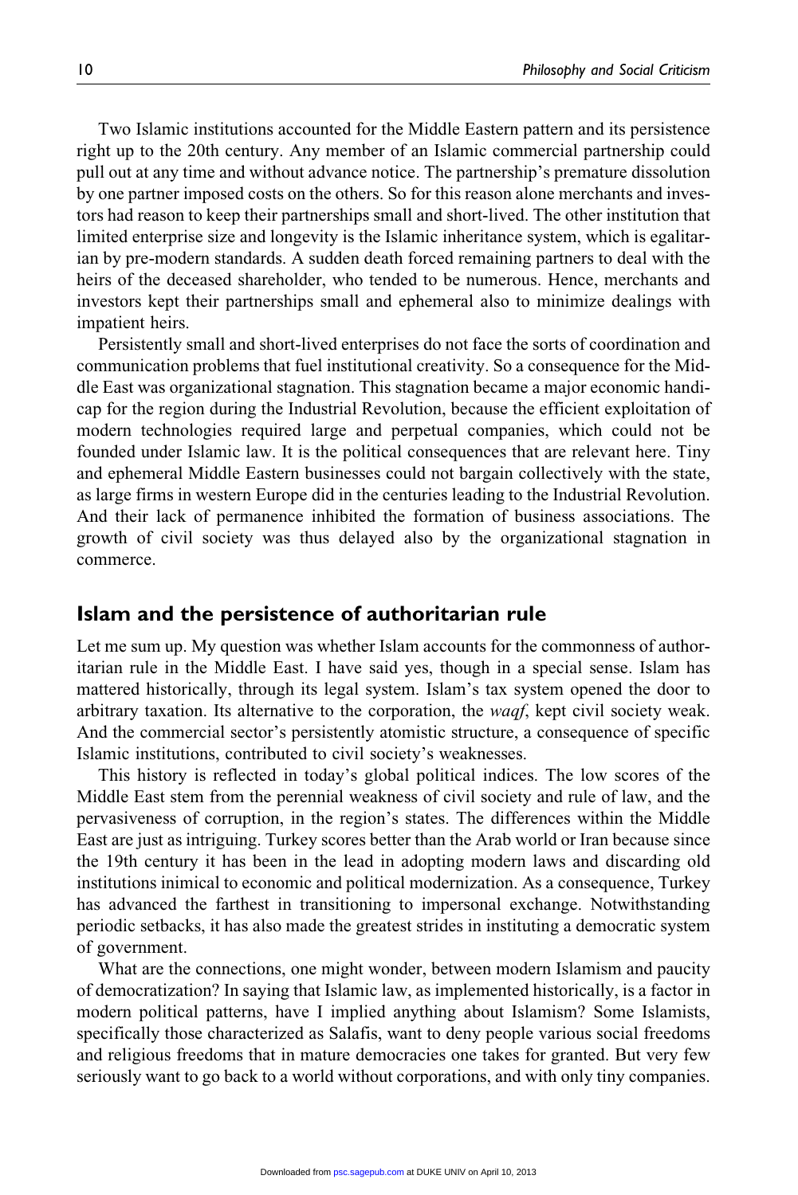Two Islamic institutions accounted for the Middle Eastern pattern and its persistence right up to the 20th century. Any member of an Islamic commercial partnership could pull out at any time and without advance notice. The partnership's premature dissolution by one partner imposed costs on the others. So for this reason alone merchants and investors had reason to keep their partnerships small and short-lived. The other institution that limited enterprise size and longevity is the Islamic inheritance system, which is egalitarian by pre-modern standards. A sudden death forced remaining partners to deal with the heirs of the deceased shareholder, who tended to be numerous. Hence, merchants and investors kept their partnerships small and ephemeral also to minimize dealings with impatient heirs.

Persistently small and short-lived enterprises do not face the sorts of coordination and communication problems that fuel institutional creativity. So a consequence for the Middle East was organizational stagnation. This stagnation became a major economic handicap for the region during the Industrial Revolution, because the efficient exploitation of modern technologies required large and perpetual companies, which could not be founded under Islamic law. It is the political consequences that are relevant here. Tiny and ephemeral Middle Eastern businesses could not bargain collectively with the state, as large firms in western Europe did in the centuries leading to the Industrial Revolution. And their lack of permanence inhibited the formation of business associations. The growth of civil society was thus delayed also by the organizational stagnation in commerce.

## Islam and the persistence of authoritarian rule

Let me sum up. My question was whether Islam accounts for the commonness of authoritarian rule in the Middle East. I have said yes, though in a special sense. Islam has mattered historically, through its legal system. Islam's tax system opened the door to arbitrary taxation. Its alternative to the corporation, the *waqf*, kept civil society weak. And the commercial sector's persistently atomistic structure, a consequence of specific Islamic institutions, contributed to civil society's weaknesses.

This history is reflected in today's global political indices. The low scores of the Middle East stem from the perennial weakness of civil society and rule of law, and the pervasiveness of corruption, in the region's states. The differences within the Middle East are just as intriguing. Turkey scores better than the Arab world or Iran because since the 19th century it has been in the lead in adopting modern laws and discarding old institutions inimical to economic and political modernization. As a consequence, Turkey has advanced the farthest in transitioning to impersonal exchange. Notwithstanding periodic setbacks, it has also made the greatest strides in instituting a democratic system of government.

What are the connections, one might wonder, between modern Islamism and paucity of democratization? In saying that Islamic law, as implemented historically, is a factor in modern political patterns, have I implied anything about Islamism? Some Islamists, specifically those characterized as Salafis, want to deny people various social freedoms and religious freedoms that in mature democracies one takes for granted. But very few seriously want to go back to a world without corporations, and with only tiny companies.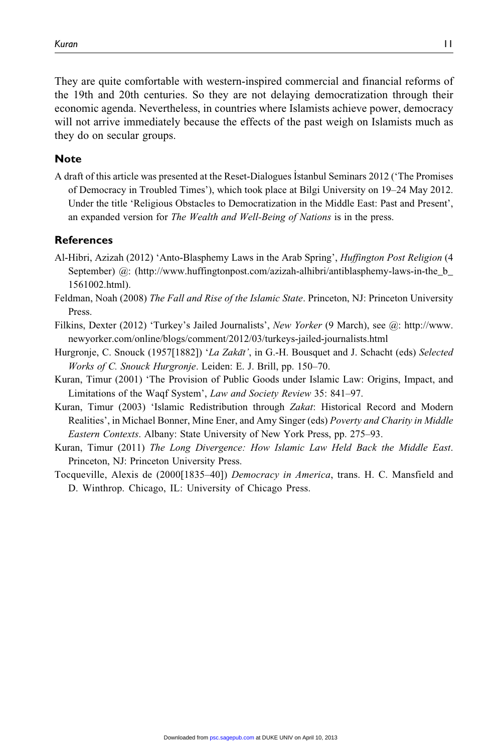They are quite comfortable with western-inspired commercial and financial reforms of the 19th and 20th centuries. So they are not delaying democratization through their economic agenda. Nevertheless, in countries where Islamists achieve power, democracy will not arrive immediately because the effects of the past weigh on Islamists much as they do on secular groups.

## Note

A draft of this article was presented at the Reset-Dialogues İstanbul Seminars 2012 ('The Promises of Democracy in Troubled Times'), which took place at Bilgi University on 19–24 May 2012. Under the title 'Religious Obstacles to Democratization in the Middle East: Past and Present', an expanded version for *The Wealth and Well-Being of Nations* is in the press.

## References

Al-Hibri, Azizah (2012) 'Anto-Blasphemy Laws in the Arab Spring', *Huffington Post Religion* (4 September) @: (http://www.huffingtonpost.com/azizah-alhibri/antiblasphemy-laws-in-the_b_1561002.html).

Feldman, Noah (2008) *The Fall and Rise of the Islamic State*. Princeton, NJ: Princeton University Press.

Filkins, Dexter (2012) 'Turkey's Jailed Journalists', *New Yorker* (9 March), see @: http://www.newyorker.com/online/blogs/comment/2012/03/turkeys-jailed-journalists.html

Hurgronje, C. Snouck (1957[1882]) '*La Zakāt*', in G.-H. Bousquet and J. Schacht (eds) *Selected Works of C. Snouck Hurgronje*. Leiden: E. J. Brill, pp. 150–70.

Kuran, Timur (2001) 'The Provision of Public Goods under Islamic Law: Origins, Impact, and Limitations of the Waqf System', *Law and Society Review* 35: 841–97.

Kuran, Timur (2003) 'Islamic Redistribution through *Zakat*: Historical Record and Modern Realities', in Michael Bonner, Mine Ener, and Amy Singer (eds) *Poverty and Charity in Middle Eastern Contexts*. Albany: State University of New York Press, pp. 275–93.

Kuran, Timur (2011) *The Long Divergence: How Islamic Law Held Back the Middle East*. Princeton, NJ: Princeton University Press.

Tocqueville, Alexis de (2000[1835–40]) *Democracy in America*, trans. H. C. Mansfield and D. Winthrop. Chicago, IL: University of Chicago Press.